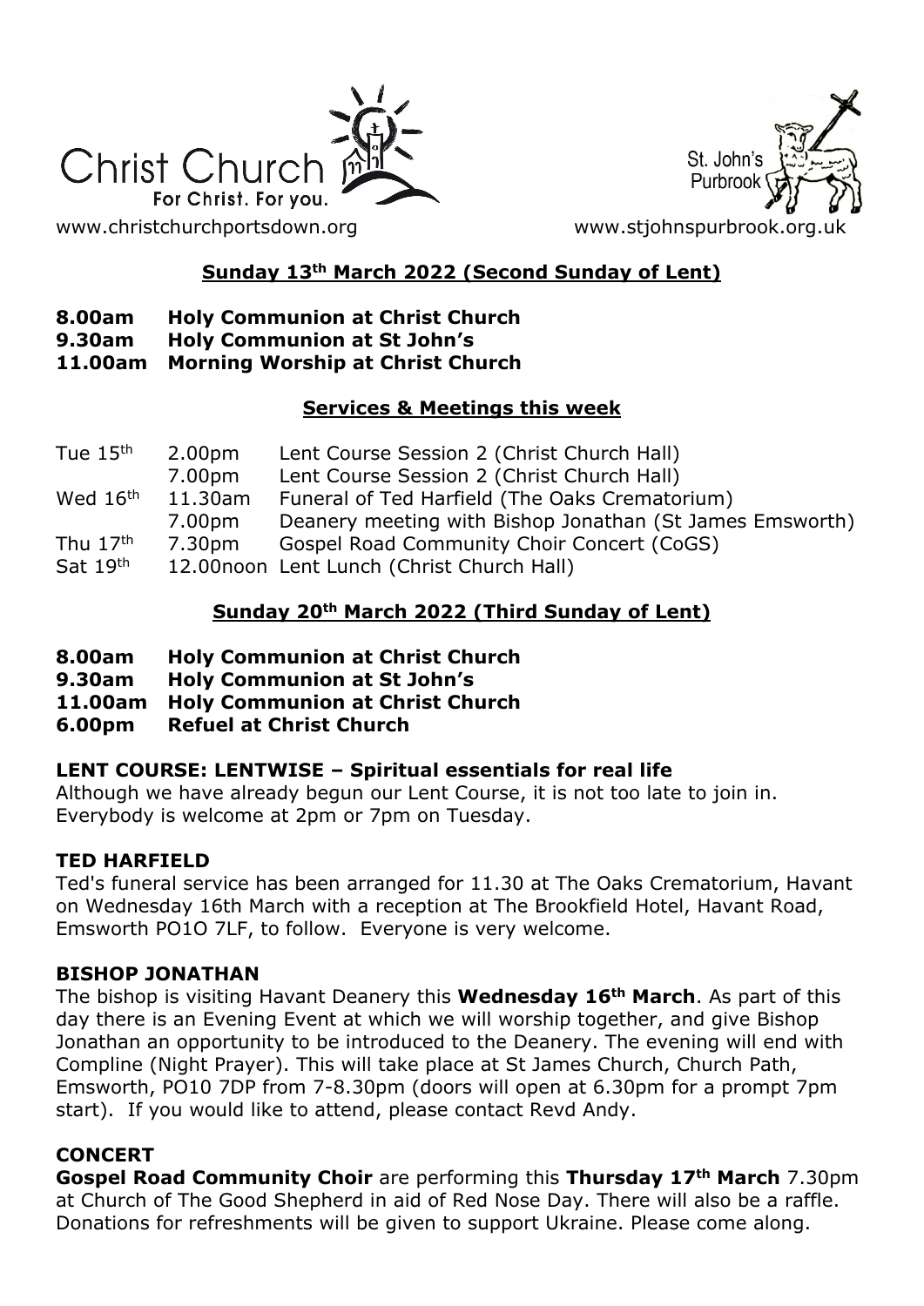Christ Church
For Christ. For you.

St. John's Purbrook

www.christchurchportsdown.org www.stjohnspurbrook.org.uk

## Sunday 13th March 2022 (Second Sunday of Lent)

**8.00am Holy Communion at Christ Church**
**9.30am Holy Communion at St John's**
**11.00am Morning Worship at Christ Church**

## Services & Meetings this week

| | | |
|---|---|---|
| Tue 15th | 2.00pm | Lent Course Session 2 (Christ Church Hall) |
| | 7.00pm | Lent Course Session 2 (Christ Church Hall) |
| Wed 16th | 11.30am | Funeral of Ted Harfield (The Oaks Crematorium) |
| | 7.00pm | Deanery meeting with Bishop Jonathan (St James Emsworth) |
| Thu 17th | 7.30pm | Gospel Road Community Choir Concert (CoGS) |
| Sat 19th | 12.00noon | Lent Lunch (Christ Church Hall) |

## Sunday 20th March 2022 (Third Sunday of Lent)

**8.00am Holy Communion at Christ Church**
**9.30am Holy Communion at St John's**
**11.00am Holy Communion at Christ Church**
**6.00pm Refuel at Christ Church**

### LENT COURSE: LENTWISE – Spiritual essentials for real life

Although we have already begun our Lent Course, it is not too late to join in. Everybody is welcome at 2pm or 7pm on Tuesday.

### TED HARFIELD

Ted's funeral service has been arranged for 11.30 at The Oaks Crematorium, Havant on Wednesday 16th March with a reception at The Brookfield Hotel, Havant Road, Emsworth PO1O 7LF, to follow. Everyone is very welcome.

### BISHOP JONATHAN

The bishop is visiting Havant Deanery this **Wednesday 16th March**. As part of this day there is an Evening Event at which we will worship together, and give Bishop Jonathan an opportunity to be introduced to the Deanery. The evening will end with Compline (Night Prayer). This will take place at St James Church, Church Path, Emsworth, PO10 7DP from 7-8.30pm (doors will open at 6.30pm for a prompt 7pm start). If you would like to attend, please contact Revd Andy.

### CONCERT

**Gospel Road Community Choir** are performing this **Thursday 17th March** 7.30pm at Church of The Good Shepherd in aid of Red Nose Day. There will also be a raffle. Donations for refreshments will be given to support Ukraine. Please come along.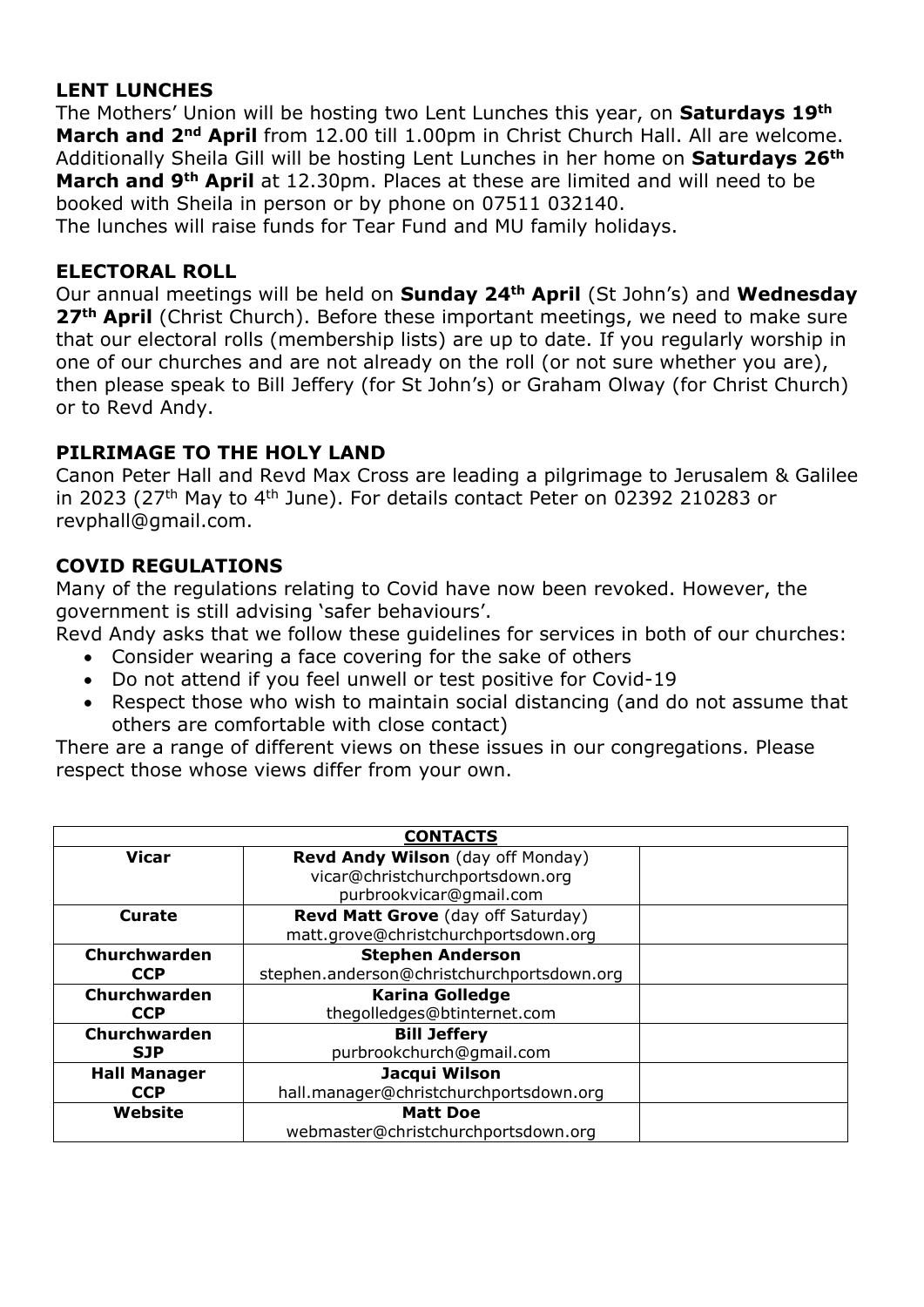## LENT LUNCHES

The Mothers' Union will be hosting two Lent Lunches this year, on **Saturdays 19th March and 2nd April** from 12.00 till 1.00pm in Christ Church Hall. All are welcome. Additionally Sheila Gill will be hosting Lent Lunches in her home on **Saturdays 26th March and 9th April** at 12.30pm. Places at these are limited and will need to be booked with Sheila in person or by phone on 07511 032140.
The lunches will raise funds for Tear Fund and MU family holidays.

## ELECTORAL ROLL

Our annual meetings will be held on **Sunday 24th April** (St John's) and **Wednesday 27th April** (Christ Church). Before these important meetings, we need to make sure that our electoral rolls (membership lists) are up to date. If you regularly worship in one of our churches and are not already on the roll (or not sure whether you are), then please speak to Bill Jeffery (for St John's) or Graham Olway (for Christ Church) or to Revd Andy.

## PILRIMAGE TO THE HOLY LAND

Canon Peter Hall and Revd Max Cross are leading a pilgrimage to Jerusalem & Galilee in 2023 (27th May to 4th June). For details contact Peter on 02392 210283 or revphall@gmail.com.

## COVID REGULATIONS

Many of the regulations relating to Covid have now been revoked. However, the government is still advising 'safer behaviours'.
Revd Andy asks that we follow these guidelines for services in both of our churches:

- Consider wearing a face covering for the sake of others
- Do not attend if you feel unwell or test positive for Covid-19
- Respect those who wish to maintain social distancing (and do not assume that others are comfortable with close contact)

There are a range of different views on these issues in our congregations. Please respect those whose views differ from your own.

| **CONTACTS** | | |
|---|---|---|
| **Vicar** | **Revd Andy Wilson** (day off Monday)<br>vicar@christchurchportsdown.org<br>purbrookvicar@gmail.com | |
| **Curate** | **Revd Matt Grove** (day off Saturday)<br>matt.grove@christchurchportsdown.org | |
| **Churchwarden CCP** | **Stephen Anderson**<br>stephen.anderson@christchurchportsdown.org | |
| **Churchwarden CCP** | **Karina Golledge**<br>thegolledges@btinternet.com | |
| **Churchwarden SJP** | **Bill Jeffery**<br>purbrookchurch@gmail.com | |
| **Hall Manager CCP** | **Jacqui Wilson**<br>hall.manager@christchurchportsdown.org | |
| **Website** | **Matt Doe**<br>webmaster@christchurchportsdown.org | |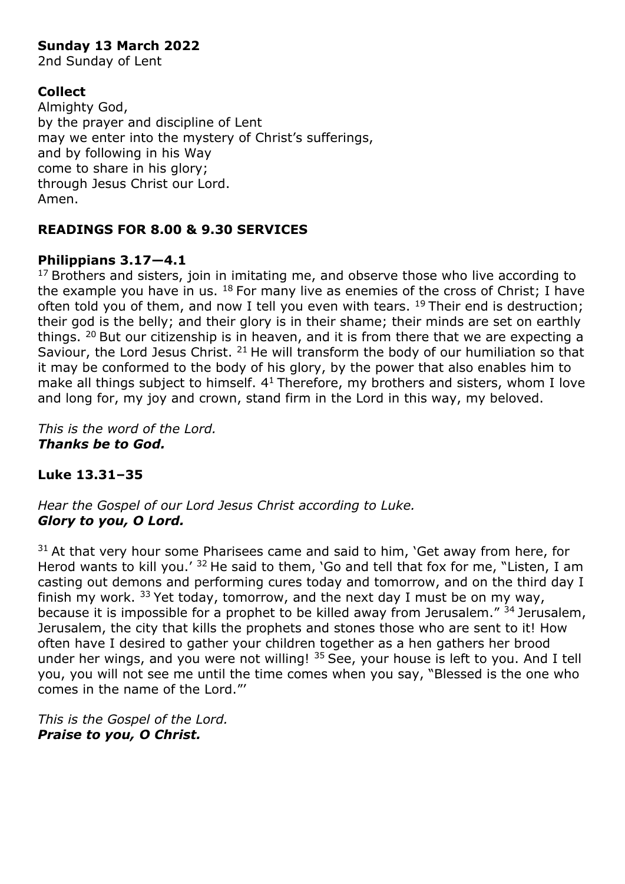**Sunday 13 March 2022**
2nd Sunday of Lent

**Collect**
Almighty God,
by the prayer and discipline of Lent
may we enter into the mystery of Christ's sufferings,
and by following in his Way
come to share in his glory;
through Jesus Christ our Lord.
Amen.

**READINGS FOR 8.00 & 9.30 SERVICES**

**Philippians 3.17—4.1**

[17] Brothers and sisters, join in imitating me, and observe those who live according to the example you have in us. [18] For many live as enemies of the cross of Christ; I have often told you of them, and now I tell you even with tears. [19] Their end is destruction; their god is the belly; and their glory is in their shame; their minds are set on earthly things. [20] But our citizenship is in heaven, and it is from there that we are expecting a Saviour, the Lord Jesus Christ. [21] He will transform the body of our humiliation so that it may be conformed to the body of his glory, by the power that also enables him to make all things subject to himself. 4[1] Therefore, my brothers and sisters, whom I love and long for, my joy and crown, stand firm in the Lord in this way, my beloved.

*This is the word of the Lord.*
***Thanks be to God.***

**Luke 13.31–35**

*Hear the Gospel of our Lord Jesus Christ according to Luke.*
***Glory to you, O Lord.***

[31] At that very hour some Pharisees came and said to him, 'Get away from here, for Herod wants to kill you.' [32] He said to them, 'Go and tell that fox for me, "Listen, I am casting out demons and performing cures today and tomorrow, and on the third day I finish my work. [33] Yet today, tomorrow, and the next day I must be on my way, because it is impossible for a prophet to be killed away from Jerusalem." [34] Jerusalem, Jerusalem, the city that kills the prophets and stones those who are sent to it! How often have I desired to gather your children together as a hen gathers her brood under her wings, and you were not willing! [35] See, your house is left to you. And I tell you, you will not see me until the time comes when you say, "Blessed is the one who comes in the name of the Lord."'

*This is the Gospel of the Lord.*
***Praise to you, O Christ.***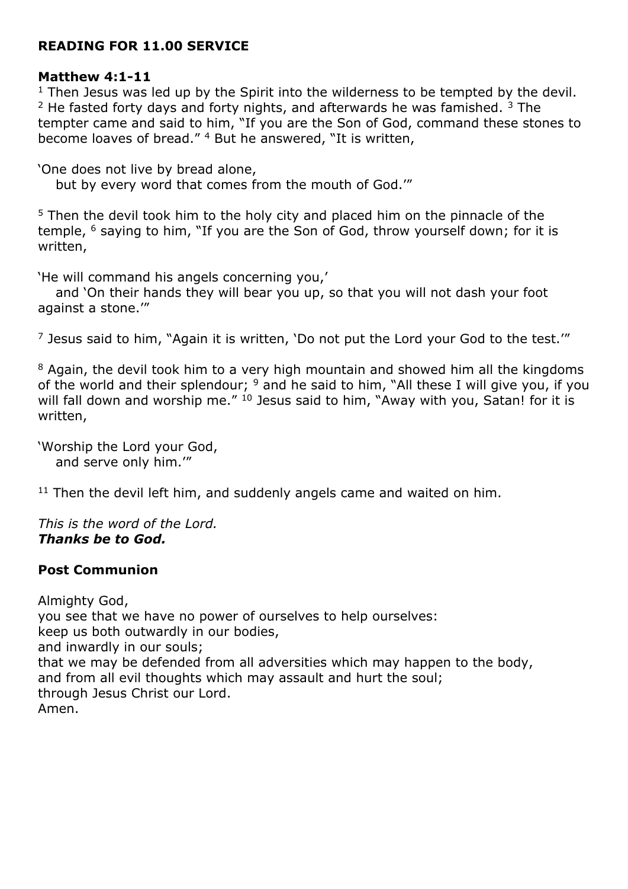**READING FOR 11.00 SERVICE**

**Matthew 4:1-11**

[1] Then Jesus was led up by the Spirit into the wilderness to be tempted by the devil. [2] He fasted forty days and forty nights, and afterwards he was famished. [3] The tempter came and said to him, "If you are the Son of God, command these stones to become loaves of bread." [4] But he answered, "It is written,

'One does not live by bread alone,
but by every word that comes from the mouth of God.'"

[5] Then the devil took him to the holy city and placed him on the pinnacle of the temple, [6] saying to him, "If you are the Son of God, throw yourself down; for it is written,

'He will command his angels concerning you,'
and 'On their hands they will bear you up, so that you will not dash your foot against a stone.'"

[7] Jesus said to him, "Again it is written, 'Do not put the Lord your God to the test.'"

[8] Again, the devil took him to a very high mountain and showed him all the kingdoms of the world and their splendour; [9] and he said to him, "All these I will give you, if you will fall down and worship me." [10] Jesus said to him, "Away with you, Satan! for it is written,

'Worship the Lord your God,
and serve only him.'"

[11] Then the devil left him, and suddenly angels came and waited on him.

*This is the word of the Lord.*
***Thanks be to God.***

**Post Communion**

Almighty God,
you see that we have no power of ourselves to help ourselves:
keep us both outwardly in our bodies,
and inwardly in our souls;
that we may be defended from all adversities which may happen to the body,
and from all evil thoughts which may assault and hurt the soul;
through Jesus Christ our Lord.
Amen.